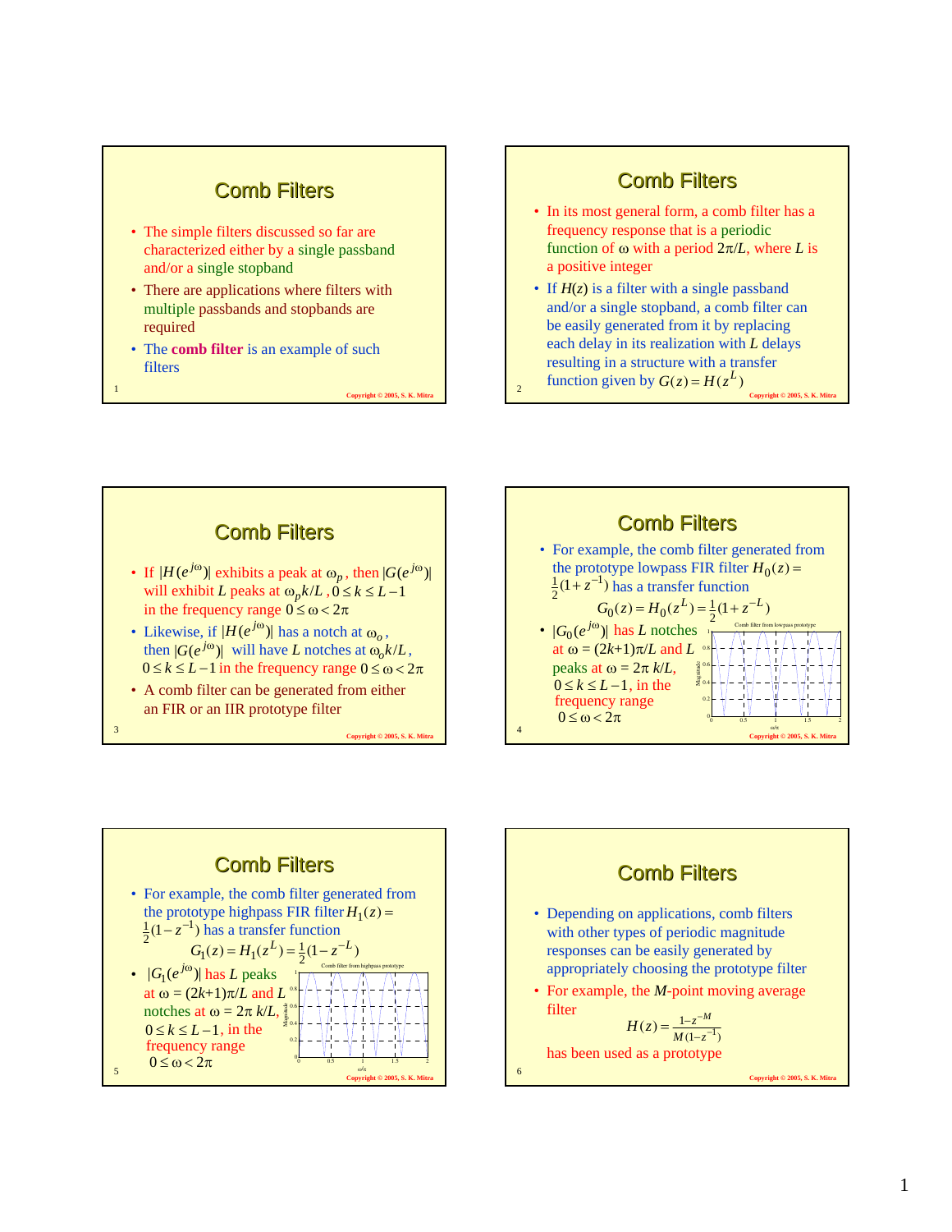## Comb Filters

- The simple filters discussed so far are characterized either by a single passband and/or a single stopband
- There are applications where filters with multiple passbands and stopbands are required
- The **comb filter** is an example of such filters

## Comb Filters

- In its most general form, a comb filter has a frequency response that is a periodic function of $\omega$ with a period $2\pi/L$, where $L$ is a positive integer
- If $H(z)$ is a filter with a single passband and/or a single stopband, a comb filter can be easily generated from it by replacing each delay in its realization with $L$ delays resulting in a structure with a transfer function given by $G(z) = H(z^L)$

## Comb Filters

- If $|H(e^{j\omega})|$ exhibits a peak at $\omega_p$, then $|G(e^{j\omega})|$ will exhibit $L$ peaks at $\omega_p k/L$, $0 \le k \le L-1$ in the frequency range $0 \le \omega < 2\pi$
- Likewise, if $|H(e^{j\omega})|$ has a notch at $\omega_o$, then $|G(e^{j\omega})|$ will have $L$ notches at $\omega_o k/L$, $0 \le k \le L-1$ in the frequency range $0 \le \omega < 2\pi$
- A comb filter can be generated from either an FIR or an IIR prototype filter

## Comb Filters

- For example, the comb filter generated from the prototype lowpass FIR filter $H_0(z) = \frac{1}{2}(1+z^{-1})$ has a transfer function

$$G_0(z) = H_0(z^L) = \tfrac{1}{2}(1+z^{-L})$$

- $|G_0(e^{j\omega})|$ has $L$ notches at $\omega = (2k+1)\pi/L$ and $L$ peaks at $\omega = 2\pi\, k/L$, $0 \le k \le L-1$, in the frequency range $0 \le \omega < 2\pi$

Comb filter from lowpass prototype

## Comb Filters

- For example, the comb filter generated from the prototype highpass FIR filter $H_1(z) = \frac{1}{2}(1-z^{-1})$ has a transfer function

$$G_1(z) = H_1(z^L) = \tfrac{1}{2}(1-z^{-L})$$

- $|G_1(e^{j\omega})|$ has $L$ peaks at $\omega = (2k+1)\pi/L$ and $L$ notches at $\omega = 2\pi\, k/L$, $0 \le k \le L-1$, in the frequency range $0 \le \omega < 2\pi$

Comb filter from highpass prototype

## Comb Filters

- Depending on applications, comb filters with other types of periodic magnitude responses can be easily generated by appropriately choosing the prototype filter
- For example, the $M$-point moving average filter

$$H(z) = \frac{1-z^{-M}}{M(1-z^{-1})}$$

has been used as a prototype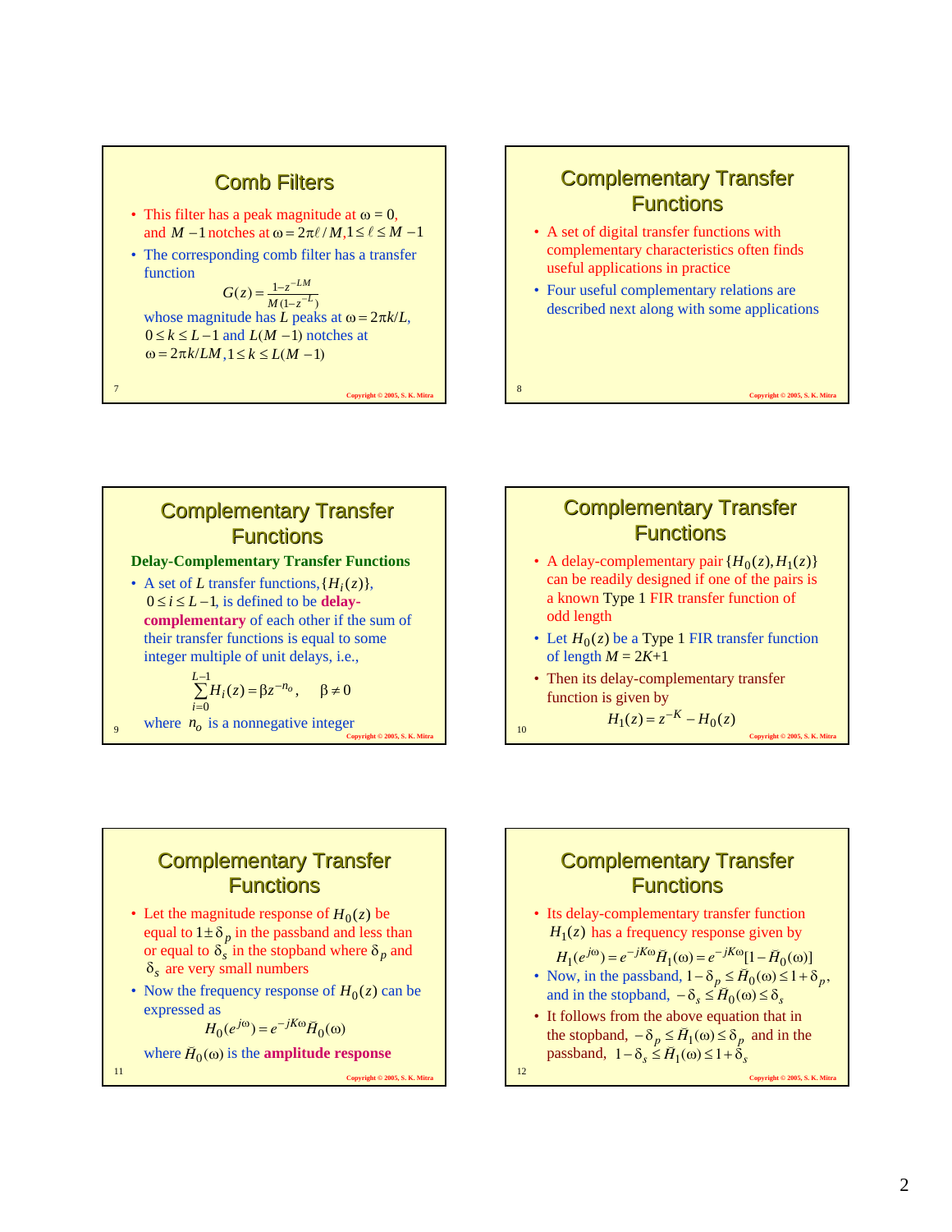## Comb Filters

- This filter has a peak magnitude at $\omega = 0$, and $M-1$ notches at $\omega = 2\pi\ell/M, 1 \le \ell \le M-1$
- The corresponding comb filter has a transfer function

$$G(z) = \frac{1-z^{-LM}}{M(1-z^{-L})}$$

whose magnitude has $L$ peaks at $\omega = 2\pi k/L$, $0 \le k \le L-1$ and $L(M-1)$ notches at $\omega = 2\pi k/LM, 1 \le k \le L(M-1)$

## Complementary Transfer Functions

- A set of digital transfer functions with complementary characteristics often finds useful applications in practice
- Four useful complementary relations are described next along with some applications

## Complementary Transfer Functions

**Delay-Complementary Transfer Functions**

- A set of $L$ transfer functions, $\{H_i(z)\}$, $0 \le i \le L-1$, is defined to be **delay-complementary** of each other if the sum of their transfer functions is equal to some integer multiple of unit delays, i.e.,

$$\sum_{i=0}^{L-1} H_i(z) = \beta z^{-n_o}, \quad \beta \ne 0$$

where $n_o$ is a nonnegative integer

## Complementary Transfer Functions

- A delay-complementary pair $\{H_0(z), H_1(z)\}$ can be readily designed if one of the pairs is a known Type 1 FIR transfer function of odd length
- Let $H_0(z)$ be a Type 1 FIR transfer function of length $M = 2K+1$
- Then its delay-complementary transfer function is given by

$$H_1(z) = z^{-K} - H_0(z)$$

## Complementary Transfer Functions

- Let the magnitude response of $H_0(z)$ be equal to $1 \pm \delta_p$ in the passband and less than or equal to $\delta_s$ in the stopband where $\delta_p$ and $\delta_s$ are very small numbers
- Now the frequency response of $H_0(z)$ can be expressed as

$$H_0(e^{j\omega}) = e^{-jK\omega}\breve{H}_0(\omega)$$

where $\breve{H}_0(\omega)$ is the **amplitude response**

## Complementary Transfer Functions

- Its delay-complementary transfer function $H_1(z)$ has a frequency response given by

$$H_1(e^{j\omega}) = e^{-jK\omega}\breve{H}_1(\omega) = e^{-jK\omega}[1 - \breve{H}_0(\omega)]$$

- Now, in the passband, $1-\delta_p \le \breve{H}_0(\omega) \le 1+\delta_p$, and in the stopband, $-\delta_s \le \breve{H}_0(\omega) \le \delta_s$
- It follows from the above equation that in the stopband, $-\delta_p \le \breve{H}_1(\omega) \le \delta_p$ and in the passband, $1-\delta_s \le \breve{H}_1(\omega) \le 1+\delta_s$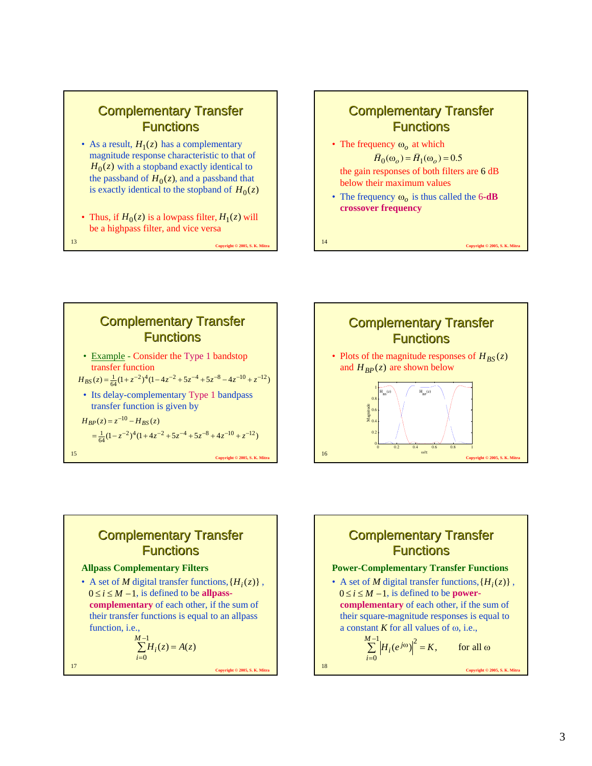## Complementary Transfer Functions

- As a result, $H_1(z)$ has a complementary magnitude response characteristic to that of $H_0(z)$ with a stopband exactly identical to the passband of $H_0(z)$, and a passband that is exactly identical to the stopband of $H_0(z)$
- Thus, if $H_0(z)$ is a lowpass filter, $H_1(z)$ will be a highpass filter, and vice versa

## Complementary Transfer Functions

- The frequency $\omega_o$ at which

$$\breve{H}_0(\omega_o) = \breve{H}_1(\omega_o) = 0.5$$

the gain responses of both filters are 6 dB below their maximum values

- The frequency $\omega_o$ is thus called the **6-dB crossover frequency**

## Complementary Transfer Functions

- Example - Consider the Type 1 bandstop transfer function

$$H_{BS}(z) = \tfrac{1}{64}(1+z^{-2})^4(1-4z^{-2}+5z^{-4}+5z^{-8}-4z^{-10}+z^{-12})$$

- Its delay-complementary Type 1 bandpass transfer function is given by

$$H_{BP}(z) = z^{-10} - H_{BS}(z)$$
$$= \tfrac{1}{64}(1-z^{-2})^4(1+4z^{-2}+5z^{-4}+5z^{-8}+4z^{-10}+z^{-12})$$

## Complementary Transfer Functions

- Plots of the magnitude responses of $H_{BS}(z)$ and $H_{BP}(z)$ are shown below

## Complementary Transfer Functions

**Allpass Complementary Filters**

- A set of $M$ digital transfer functions, $\{H_i(z)\}$, $0 \le i \le M-1$, is defined to be **allpass-complementary** of each other, if the sum of their transfer functions is equal to an allpass function, i.e.,

$$\sum_{i=0}^{M-1} H_i(z) = A(z)$$

## Complementary Transfer Functions

**Power-Complementary Transfer Functions**

- A set of $M$ digital transfer functions, $\{H_i(z)\}$, $0 \le i \le M-1$, is defined to be **power-complementary** of each other, if the sum of their square-magnitude responses is equal to a constant $K$ for all values of $\omega$, i.e.,

$$\sum_{i=0}^{M-1} \left|H_i(e^{j\omega})\right|^2 = K, \qquad \text{for all } \omega$$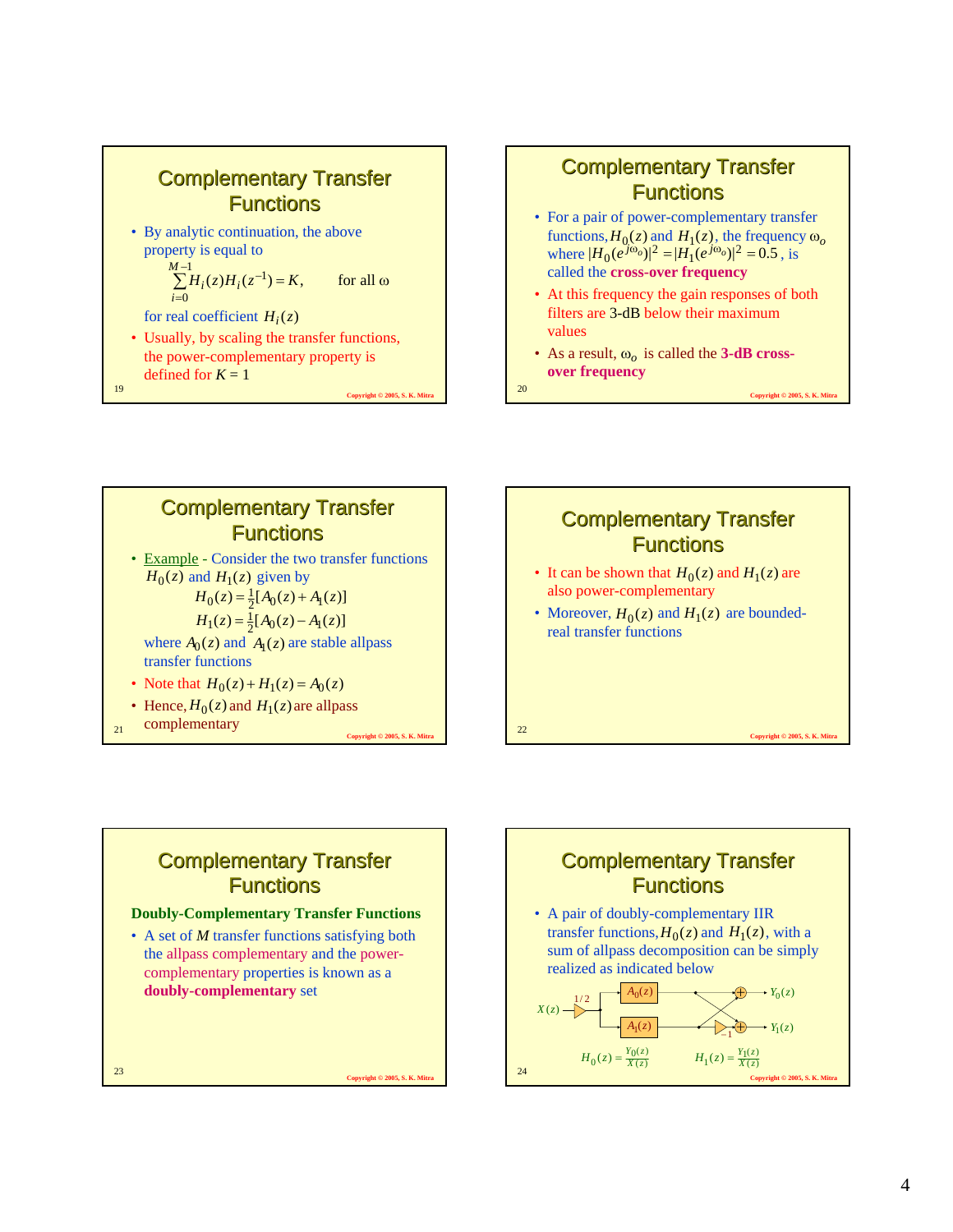## Complementary Transfer Functions

- By analytic continuation, the above property is equal to

$$\sum_{i=0}^{M-1} H_i(z)H_i(z^{-1}) = K, \qquad \text{for all } \omega$$

for real coefficient $H_i(z)$

- Usually, by scaling the transfer functions, the power-complementary property is defined for $K = 1$

## Complementary Transfer Functions

- For a pair of power-complementary transfer functions, $H_0(z)$ and $H_1(z)$, the frequency $\omega_o$ where $|H_0(e^{j\omega_o})|^2 = |H_1(e^{j\omega_o})|^2 = 0.5$, is called the **cross-over frequency**
- At this frequency the gain responses of both filters are 3-dB below their maximum values
- As a result, $\omega_o$ is called the **3-dB cross-over frequency**

## Complementary Transfer Functions

- Example - Consider the two transfer functions $H_0(z)$ and $H_1(z)$ given by

$$H_0(z) = \tfrac{1}{2}[A_0(z) + A_1(z)]$$
$$H_1(z) = \tfrac{1}{2}[A_0(z) - A_1(z)]$$

where $A_0(z)$ and $A_1(z)$ are stable allpass transfer functions

- Note that $H_0(z) + H_1(z) = A_0(z)$
- Hence, $H_0(z)$ and $H_1(z)$ are allpass complementary

## Complementary Transfer Functions

- It can be shown that $H_0(z)$ and $H_1(z)$ are also power-complementary
- Moreover, $H_0(z)$ and $H_1(z)$ are bounded-real transfer functions

## Complementary Transfer Functions

**Doubly-Complementary Transfer Functions**

- A set of $M$ transfer functions satisfying both the allpass complementary and the power-complementary properties is known as a **doubly-complementary** set

## Complementary Transfer Functions

- A pair of doubly-complementary IIR transfer functions, $H_0(z)$ and $H_1(z)$, with a sum of allpass decomposition can be simply realized as indicated below

$$H_0(z) = \frac{Y_0(z)}{X(z)} \qquad H_1(z) = \frac{Y_1(z)}{X(z)}$$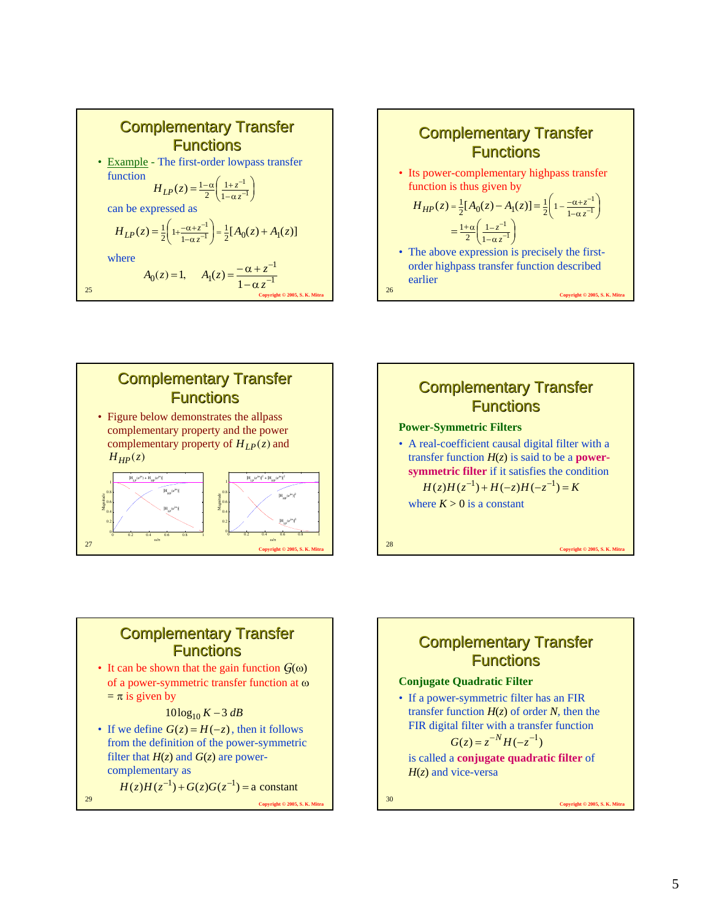## Complementary Transfer Functions

- Example - The first-order lowpass transfer function

$$H_{LP}(z) = \frac{1-\alpha}{2}\left(\frac{1+z^{-1}}{1-\alpha z^{-1}}\right)$$

can be expressed as

$$H_{LP}(z) = \frac{1}{2}\left(1 + \frac{-\alpha + z^{-1}}{1-\alpha z^{-1}}\right) = \frac{1}{2}[A_0(z) + A_1(z)]$$

where

$$A_0(z) = 1, \quad A_1(z) = \frac{-\alpha + z^{-1}}{1-\alpha z^{-1}}$$

## Complementary Transfer Functions

- Its power-complementary highpass transfer function is thus given by

$$H_{HP}(z) = \frac{1}{2}[A_0(z) - A_1(z)] = \frac{1}{2}\left(1 - \frac{-\alpha + z^{-1}}{1-\alpha z^{-1}}\right)$$

$$= \frac{1+\alpha}{2}\left(\frac{1-z^{-1}}{1-\alpha z^{-1}}\right)$$

- The above expression is precisely the first-order highpass transfer function described earlier

## Complementary Transfer Functions

- Figure below demonstrates the allpass complementary property and the power complementary property of $H_{LP}(z)$ and $H_{HP}(z)$

## Complementary Transfer Functions

**Power-Symmetric Filters**

- A real-coefficient causal digital filter with a transfer function $H(z)$ is said to be a **power-symmetric filter** if it satisfies the condition

$$H(z)H(z^{-1}) + H(-z)H(-z^{-1}) = K$$

where $K > 0$ is a constant

## Complementary Transfer Functions

- It can be shown that the gain function $\mathcal{G}(\omega)$ of a power-symmetric transfer function at $\omega = \pi$ is given by

$$10\log_{10} K - 3\ dB$$

- If we define $G(z) = H(-z)$, then it follows from the definition of the power-symmetric filter that $H(z)$ and $G(z)$ are power-complementary as

$$H(z)H(z^{-1}) + G(z)G(z^{-1}) = \text{a constant}$$

## Complementary Transfer Functions

**Conjugate Quadratic Filter**

- If a power-symmetric filter has an FIR transfer function $H(z)$ of order $N$, then the FIR digital filter with a transfer function

$$G(z) = z^{-N}H(-z^{-1})$$

is called a **conjugate quadratic filter** of $H(z)$ and vice-versa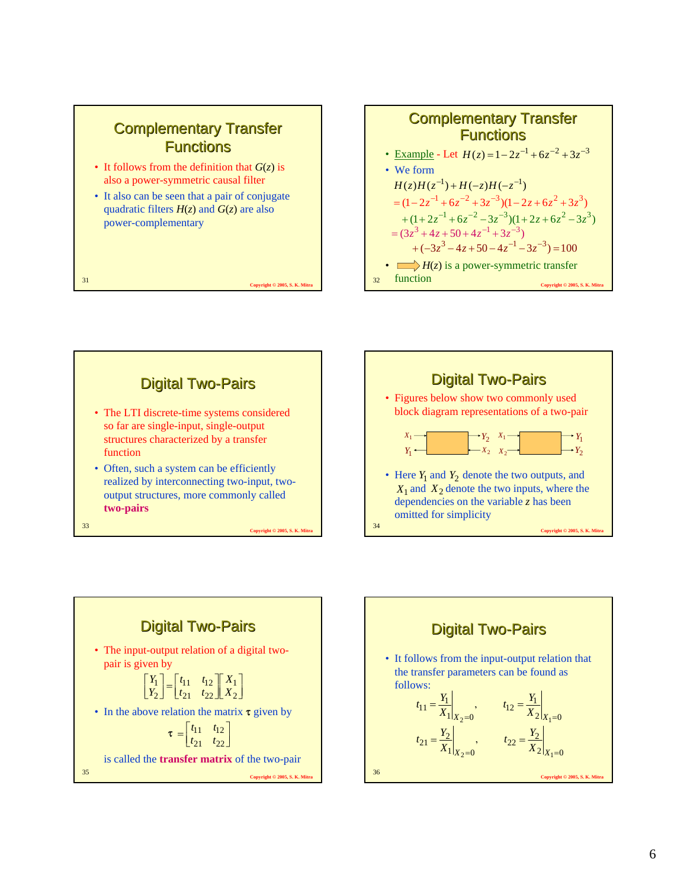## Complementary Transfer Functions

- It follows from the definition that $G(z)$ is also a power-symmetric causal filter
- It also can be seen that a pair of conjugate quadratic filters $H(z)$ and $G(z)$ are also power-complementary

## Complementary Transfer Functions

- Example - Let $H(z) = 1 - 2z^{-1} + 6z^{-2} + 3z^{-3}$
- We form

$$H(z)H(z^{-1}) + H(-z)H(-z^{-1})$$
$$= (1 - 2z^{-1} + 6z^{-2} + 3z^{-3})(1 - 2z + 6z^{2} + 3z^{3})$$
$$+ (1 + 2z^{-1} + 6z^{-2} - 3z^{-3})(1 + 2z + 6z^{2} - 3z^{3})$$
$$= (3z^{3} + 4z + 50 + 4z^{-1} + 3z^{-3})$$
$$+ (-3z^{3} - 4z + 50 - 4z^{-1} - 3z^{-3}) = 100$$

- ⇒ $H(z)$ is a power-symmetric transfer function

## Digital Two-Pairs

- The LTI discrete-time systems considered so far are single-input, single-output structures characterized by a transfer function
- Often, such a system can be efficiently realized by interconnecting two-input, two-output structures, more commonly called **two-pairs**

## Digital Two-Pairs

- Figures below show two commonly used block diagram representations of a two-pair

- Here $Y_1$ and $Y_2$ denote the two outputs, and $X_1$ and $X_2$ denote the two inputs, where the dependencies on the variable $z$ has been omitted for simplicity

## Digital Two-Pairs

- The input-output relation of a digital two-pair is given by

$$\begin{bmatrix} Y_1 \\ Y_2 \end{bmatrix} = \begin{bmatrix} t_{11} & t_{12} \\ t_{21} & t_{22} \end{bmatrix} \begin{bmatrix} X_1 \\ X_2 \end{bmatrix}$$

- In the above relation the matrix $\boldsymbol{\tau}$ given by

$$\boldsymbol{\tau} = \begin{bmatrix} t_{11} & t_{12} \\ t_{21} & t_{22} \end{bmatrix}$$

is called the **transfer matrix** of the two-pair

## Digital Two-Pairs

- It follows from the input-output relation that the transfer parameters can be found as follows:

$$t_{11} = \left.\frac{Y_1}{X_1}\right|_{X_2=0}, \quad t_{12} = \left.\frac{Y_1}{X_2}\right|_{X_1=0}$$

$$t_{21} = \left.\frac{Y_2}{X_1}\right|_{X_2=0}, \quad t_{22} = \left.\frac{Y_2}{X_2}\right|_{X_1=0}$$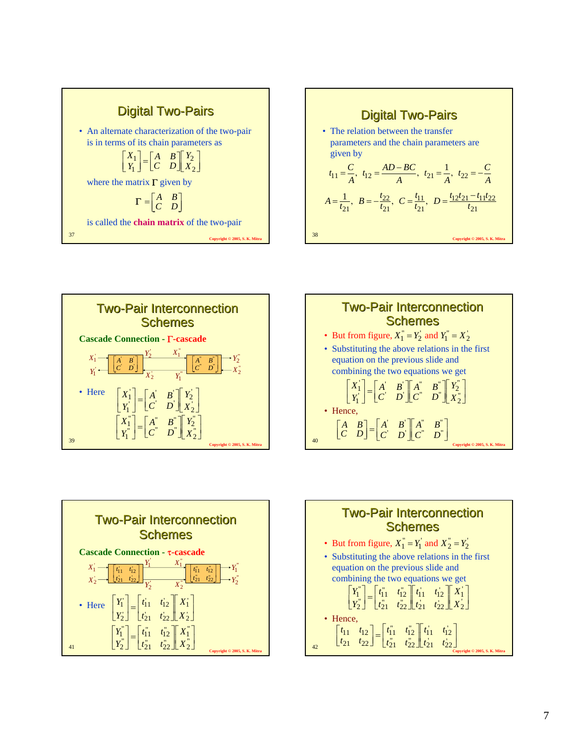## Digital Two-Pairs

- An alternate characterization of the two-pair is in terms of its chain parameters as

$$\begin{bmatrix} X_1 \\ Y_1 \end{bmatrix} = \begin{bmatrix} A & B \\ C & D \end{bmatrix} \begin{bmatrix} Y_2 \\ X_2 \end{bmatrix}$$

where the matrix $\Gamma$ given by

$$\Gamma = \begin{bmatrix} A & B \\ C & D \end{bmatrix}$$

is called the **chain matrix** of the two-pair

## Digital Two-Pairs

- The relation between the transfer parameters and the chain parameters are given by

$$t_{11} = \frac{C}{A}, \quad t_{12} = \frac{AD - BC}{A}, \quad t_{21} = \frac{1}{A}, \quad t_{22} = -\frac{C}{A}$$

$$A = \frac{1}{t_{21}}, \quad B = -\frac{t_{22}}{t_{21}}, \quad C = \frac{t_{11}}{t_{21}}, \quad D = \frac{t_{12}t_{21} - t_{11}t_{22}}{t_{21}}$$

## Two-Pair Interconnection Schemes

**Cascade Connection - $\Gamma$-cascade**

- Here

$$\begin{bmatrix} X_1' \\ Y_1' \end{bmatrix} = \begin{bmatrix} A' & B' \\ C' & D' \end{bmatrix} \begin{bmatrix} Y_2' \\ X_2' \end{bmatrix}$$

$$\begin{bmatrix} X_1'' \\ Y_1'' \end{bmatrix} = \begin{bmatrix} A'' & B'' \\ C'' & D'' \end{bmatrix} \begin{bmatrix} Y_2'' \\ X_2'' \end{bmatrix}$$

## Two-Pair Interconnection Schemes

- But from figure, $X_1'' = Y_2'$ and $Y_1'' = X_2'$
- Substituting the above relations in the first equation on the previous slide and combining the two equations we get

$$\begin{bmatrix} X_1' \\ Y_1' \end{bmatrix} = \begin{bmatrix} A' & B' \\ C' & D' \end{bmatrix} \begin{bmatrix} A'' & B'' \\ C'' & D'' \end{bmatrix} \begin{bmatrix} Y_2'' \\ X_2'' \end{bmatrix}$$

- Hence,

$$\begin{bmatrix} A & B \\ C & D \end{bmatrix} = \begin{bmatrix} A' & B' \\ C' & D' \end{bmatrix} \begin{bmatrix} A'' & B'' \\ C'' & D'' \end{bmatrix}$$

## Two-Pair Interconnection Schemes

**Cascade Connection - $\tau$-cascade**

- Here

$$\begin{bmatrix} Y_1' \\ Y_2' \end{bmatrix} = \begin{bmatrix} t_{11}' & t_{12}' \\ t_{21}' & t_{22}' \end{bmatrix} \begin{bmatrix} X_1' \\ X_2' \end{bmatrix}$$

$$\begin{bmatrix} Y_1'' \\ Y_2'' \end{bmatrix} = \begin{bmatrix} t_{11}'' & t_{12}'' \\ t_{21}'' & t_{22}'' \end{bmatrix} \begin{bmatrix} X_1'' \\ X_2'' \end{bmatrix}$$

## Two-Pair Interconnection Schemes

- But from figure, $X_1'' = Y_1'$ and $X_2' = Y_2''$
- Substituting the above relations in the first equation on the previous slide and combining the two equations we get

$$\begin{bmatrix} Y_1'' \\ Y_2' \end{bmatrix} = \begin{bmatrix} t_{11}'' & t_{12}'' \\ t_{21}'' & t_{22}'' \end{bmatrix} \begin{bmatrix} t_{11}' & t_{12}' \\ t_{21}' & t_{22}' \end{bmatrix} \begin{bmatrix} X_1' \\ X_2'' \end{bmatrix}$$

- Hence,

$$\begin{bmatrix} t_{11} & t_{12} \\ t_{21} & t_{22} \end{bmatrix} = \begin{bmatrix} t_{11}'' & t_{12}'' \\ t_{21}'' & t_{22}'' \end{bmatrix} \begin{bmatrix} t_{11}' & t_{12}' \\ t_{21}' & t_{22}' \end{bmatrix}$$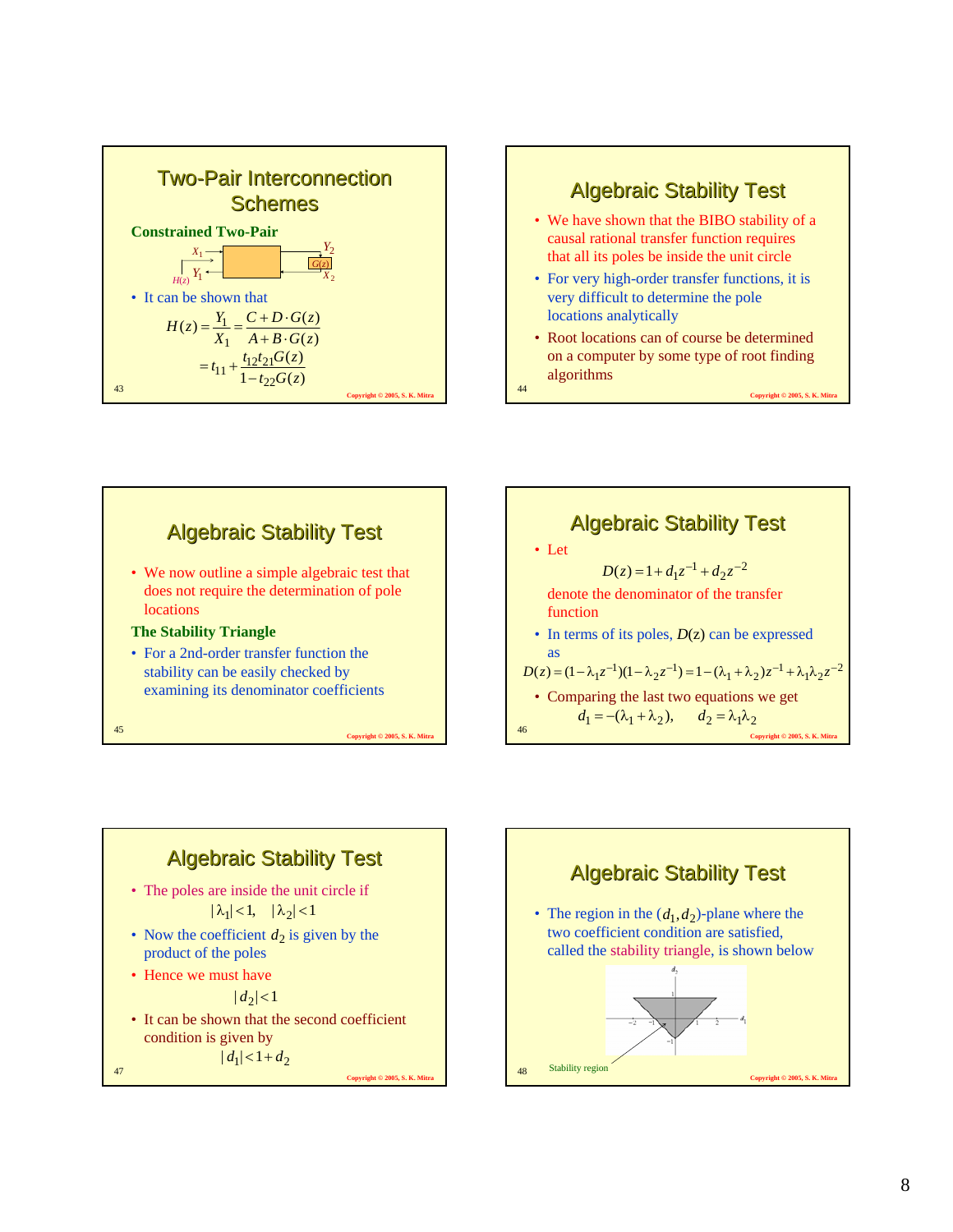## Two-Pair Interconnection Schemes

**Constrained Two-Pair**

- It can be shown that

$$H(z) = \frac{Y_1}{X_1} = \frac{C + D \cdot G(z)}{A + B \cdot G(z)}$$

$$= t_{11} + \frac{t_{12}t_{21}G(z)}{1 - t_{22}G(z)}$$

## Algebraic Stability Test

- We have shown that the BIBO stability of a causal rational transfer function requires that all its poles be inside the unit circle
- For very high-order transfer functions, it is very difficult to determine the pole locations analytically
- Root locations can of course be determined on a computer by some type of root finding algorithms

## Algebraic Stability Test

- We now outline a simple algebraic test that does not require the determination of pole locations

**The Stability Triangle**

- For a 2nd-order transfer function the stability can be easily checked by examining its denominator coefficients

## Algebraic Stability Test

- Let

$$D(z) = 1 + d_1 z^{-1} + d_2 z^{-2}$$

denote the denominator of the transfer function

- In terms of its poles, $D(z)$ can be expressed as

$$D(z) = (1 - \lambda_1 z^{-1})(1 - \lambda_2 z^{-1}) = 1 - (\lambda_1 + \lambda_2)z^{-1} + \lambda_1\lambda_2 z^{-2}$$

- Comparing the last two equations we get

$$d_1 = -(\lambda_1 + \lambda_2), \qquad d_2 = \lambda_1\lambda_2$$

## Algebraic Stability Test

- The poles are inside the unit circle if

$$|\lambda_1| < 1, \quad |\lambda_2| < 1$$

- Now the coefficient $d_2$ is given by the product of the poles
- Hence we must have

$$|d_2| < 1$$

- It can be shown that the second coefficient condition is given by

$$|d_1| < 1 + d_2$$

## Algebraic Stability Test

- The region in the $(d_1, d_2)$-plane where the two coefficient condition are satisfied, called the stability triangle, is shown below

Stability region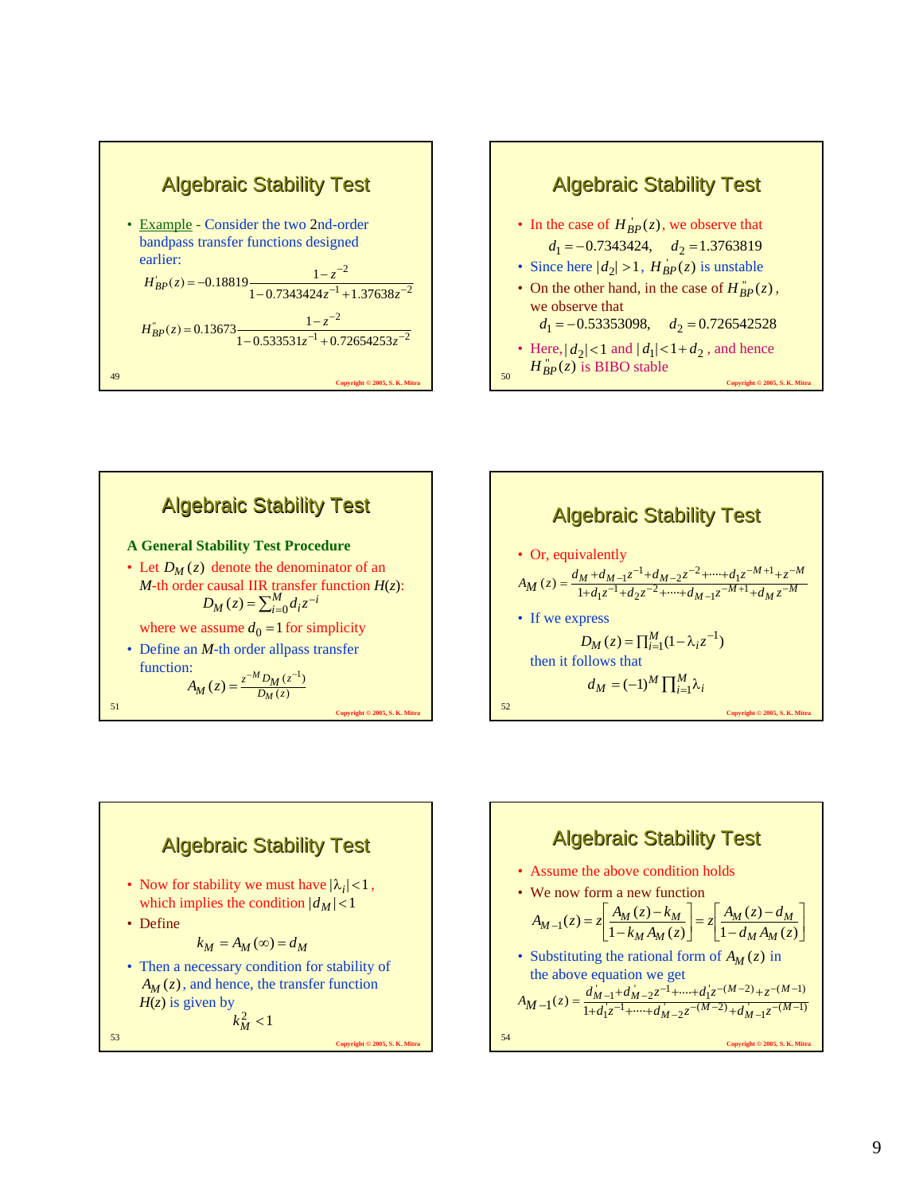## Algebraic Stability Test

- Example - Consider the two 2nd-order bandpass transfer functions designed earlier:

$$H'_{BP}(z) = -0.18819 \frac{1 - z^{-2}}{1 - 0.7343424 z^{-1} + 1.37638 z^{-2}}$$

$$H''_{BP}(z) = 0.13673 \frac{1 - z^{-2}}{1 - 0.533531 z^{-1} + 0.72654253 z^{-2}}$$

## Algebraic Stability Test

- In the case of $H'_{BP}(z)$, we observe that
  $d_1 = -0.7343424, \quad d_2 = 1.3763819$
- Since here $|d_2| > 1$, $H'_{BP}(z)$ is unstable
- On the other hand, in the case of $H''_{BP}(z)$, we observe that
  $d_1 = -0.53353098, \quad d_2 = 0.726542528$
- Here, $|d_2| < 1$ and $|d_1| < 1 + d_2$, and hence $H''_{BP}(z)$ is BIBO stable

## Algebraic Stability Test

**A General Stability Test Procedure**

- Let $D_M(z)$ denote the denominator of an $M$-th order causal IIR transfer function $H(z)$:
  $$D_M(z) = \sum_{i=0}^{M} d_i z^{-i}$$
  where we assume $d_0 = 1$ for simplicity
- Define an $M$-th order allpass transfer function:
  $$A_M(z) = \frac{z^{-M} D_M(z^{-1})}{D_M(z)}$$

## Algebraic Stability Test

- Or, equivalently
  $$A_M(z) = \frac{d_M + d_{M-1} z^{-1} + d_{M-2} z^{-2} + \cdots + d_1 z^{-M+1} + z^{-M}}{1 + d_1 z^{-1} + d_2 z^{-2} + \cdots + d_{M-1} z^{-M+1} + d_M z^{-M}}$$
- If we express
  $$D_M(z) = \prod_{i=1}^{M} (1 - \lambda_i z^{-1})$$
  then it follows that
  $$d_M = (-1)^M \prod_{i=1}^{M} \lambda_i$$

## Algebraic Stability Test

- Now for stability we must have $|\lambda_i| < 1$, which implies the condition $|d_M| < 1$
- Define
  $$k_M = A_M(\infty) = d_M$$
- Then a necessary condition for stability of $A_M(z)$, and hence, the transfer function $H(z)$ is given by
  $$k_M^2 < 1$$

## Algebraic Stability Test

- Assume the above condition holds
- We now form a new function
  $$A_{M-1}(z) = z\left[\frac{A_M(z) - k_M}{1 - k_M A_M(z)}\right] = z\left[\frac{A_M(z) - d_M}{1 - d_M A_M(z)}\right]$$
- Substituting the rational form of $A_M(z)$ in the above equation we get
  $$A_{M-1}(z) = \frac{d'_{M-1} + d'_{M-2} z^{-1} + \cdots + d'_1 z^{-(M-2)} + z^{-(M-1)}}{1 + d'_1 z^{-1} + \cdots + d'_{M-2} z^{-(M-2)} + d'_{M-1} z^{-(M-1)}}$$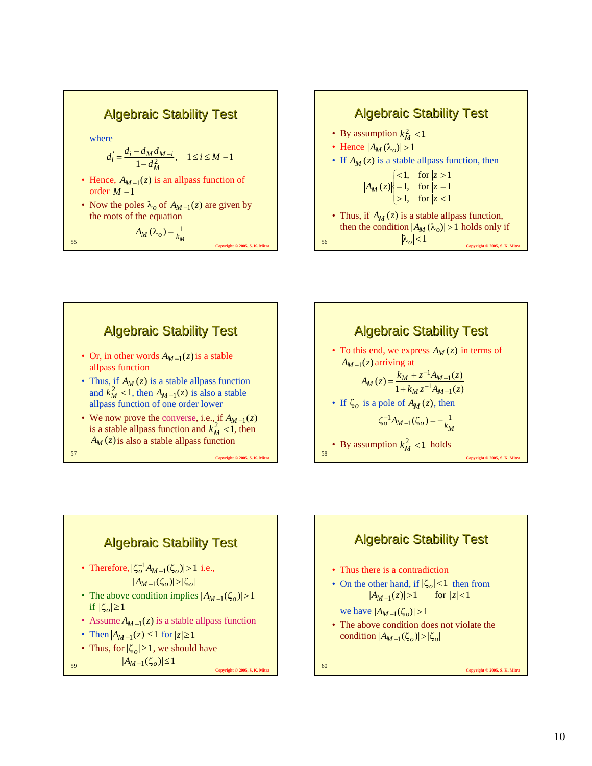## Algebraic Stability Test

where

$$d_i' = \frac{d_i - d_M d_{M-i}}{1 - d_M^2}, \quad 1 \le i \le M-1$$

- Hence, $A_{M-1}(z)$ is an allpass function of order $M-1$
- Now the poles $\lambda_o$ of $A_{M-1}(z)$ are given by the roots of the equation

$$A_M(\lambda_o) = \frac{1}{k_M}$$

## Algebraic Stability Test

- By assumption $k_M^2 < 1$
- Hence $|A_M(\lambda_o)| > 1$
- If $A_M(z)$ is a stable allpass function, then

$$|A_M(z)| \begin{cases} < 1, & \text{for } |z| > 1 \\ = 1, & \text{for } |z| = 1 \\ > 1, & \text{for } |z| < 1 \end{cases}$$

- Thus, if $A_M(z)$ is a stable allpass function, then the condition $|A_M(\lambda_o)| > 1$ holds only if $|\lambda_o| < 1$

## Algebraic Stability Test

- Or, in other words $A_{M-1}(z)$ is a stable allpass function
- Thus, if $A_M(z)$ is a stable allpass function and $k_M^2 < 1$, then $A_{M-1}(z)$ is also a stable allpass function of one order lower
- We now prove the converse, i.e., if $A_{M-1}(z)$ is a stable allpass function and $k_M^2 < 1$, then $A_M(z)$ is also a stable allpass function

## Algebraic Stability Test

- To this end, we express $A_M(z)$ in terms of $A_{M-1}(z)$ arriving at

$$A_M(z) = \frac{k_M + z^{-1}A_{M-1}(z)}{1 + k_M z^{-1} A_{M-1}(z)}$$

- If $\zeta_o$ is a pole of $A_M(z)$, then

$$\zeta_o^{-1} A_{M-1}(\zeta_o) = -\frac{1}{k_M}$$

- By assumption $k_M^2 < 1$ holds

## Algebraic Stability Test

- Therefore, $|\zeta_o^{-1} A_{M-1}(\zeta_o)| > 1$ i.e.,

$$|A_{M-1}(\zeta_o)| > |\zeta_o|$$

- The above condition implies $|A_{M-1}(\zeta_o)| > 1$ if $|\zeta_o| \ge 1$
- Assume $A_{M-1}(z)$ is a stable allpass function
- Then $|A_{M-1}(z)| \le 1$ for $|z| \ge 1$
- Thus, for $|\zeta_o| \ge 1$, we should have

$$|A_{M-1}(\zeta_o)| \le 1$$

## Algebraic Stability Test

- Thus there is a contradiction
- On the other hand, if $|\zeta_o| < 1$ then from

$$|A_{M-1}(z)| > 1 \qquad \text{for } |z| < 1$$

we have $|A_{M-1}(\zeta_o)| > 1$

- The above condition does not violate the condition $|A_{M-1}(\zeta_o)| > |\zeta_o|$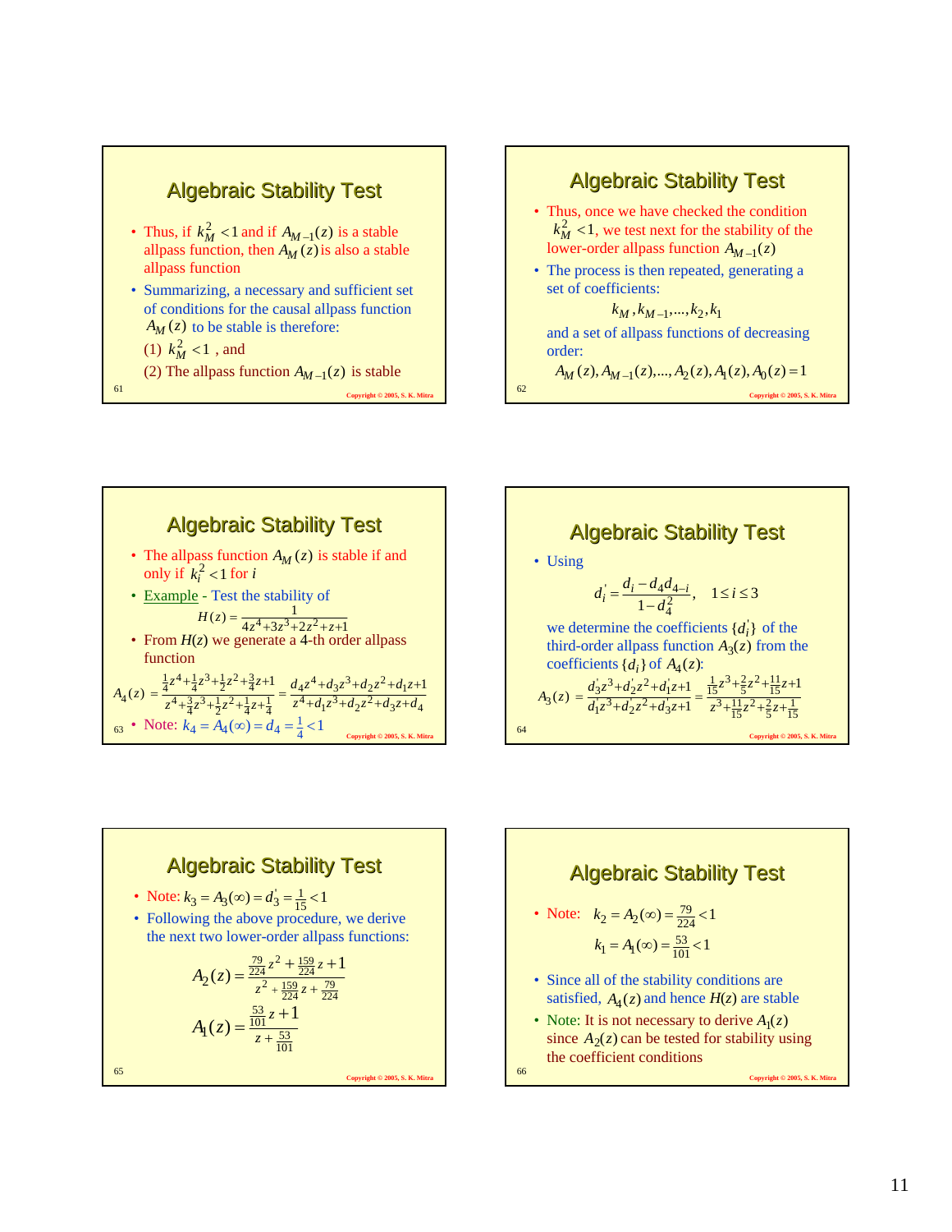## Algebraic Stability Test

- Thus, if $k_M^2 < 1$ and if $A_{M-1}(z)$ is a stable allpass function, then $A_M(z)$ is also a stable allpass function
- Summarizing, a necessary and sufficient set of conditions for the causal allpass function $A_M(z)$ to be stable is therefore:

  (1) $k_M^2 < 1$ , and

  (2) The allpass function $A_{M-1}(z)$ is stable

## Algebraic Stability Test

- Thus, once we have checked the condition $k_M^2 < 1$, we test next for the stability of the lower-order allpass function $A_{M-1}(z)$
- The process is then repeated, generating a set of coefficients:

$$k_M, k_{M-1}, \ldots, k_2, k_1$$

  and a set of allpass functions of decreasing order:

$$A_M(z), A_{M-1}(z), \ldots, A_2(z), A_1(z), A_0(z) = 1$$

## Algebraic Stability Test

- The allpass function $A_M(z)$ is stable if and only if $k_i^2 < 1$ for $i$
- Example - Test the stability of

$$H(z) = \frac{1}{4z^4 + 3z^3 + 2z^2 + z + 1}$$

- From $H(z)$ we generate a 4-th order allpass function

$$A_4(z) = \frac{\frac{1}{4}z^4 + \frac{1}{4}z^3 + \frac{1}{2}z^2 + \frac{3}{4}z + 1}{z^4 + \frac{3}{4}z^3 + \frac{1}{2}z^2 + \frac{1}{4}z + \frac{1}{4}} = \frac{d_4 z^4 + d_3 z^3 + d_2 z^2 + d_1 z + 1}{z^4 + d_1 z^3 + d_2 z^2 + d_3 z + d_4}$$

- Note: $k_4 = A_4(\infty) = d_4 = \frac{1}{4} < 1$

## Algebraic Stability Test

- Using

$$d_i' = \frac{d_i - d_4 d_{4-i}}{1 - d_4^2}, \quad 1 \le i \le 3$$

  we determine the coefficients $\{d_i'\}$ of the third-order allpass function $A_3(z)$ from the coefficients $\{d_i\}$ of $A_4(z)$:

$$A_3(z) = \frac{d_3' z^3 + d_2' z^2 + d_1' z + 1}{d_1' z^3 + d_2' z^2 + d_3' z + 1} = \frac{\frac{1}{15}z^3 + \frac{2}{5}z^2 + \frac{11}{15}z + 1}{z^3 + \frac{11}{15}z^2 + \frac{2}{5}z + \frac{1}{15}}$$

## Algebraic Stability Test

- Note: $k_3 = A_3(\infty) = d_3' = \frac{1}{15} < 1$
- Following the above procedure, we derive the next two lower-order allpass functions:

$$A_2(z) = \frac{\frac{79}{224}z^2 + \frac{159}{224}z + 1}{z^2 + \frac{159}{224}z + \frac{79}{224}}$$

$$A_1(z) = \frac{\frac{53}{101}z + 1}{z + \frac{53}{101}}$$

## Algebraic Stability Test

- Note: $k_2 = A_2(\infty) = \frac{79}{224} < 1$

  $k_1 = A_1(\infty) = \frac{53}{101} < 1$

- Since all of the stability conditions are satisfied, $A_4(z)$ and hence $H(z)$ are stable
- Note: It is not necessary to derive $A_1(z)$ since $A_2(z)$ can be tested for stability using the coefficient conditions